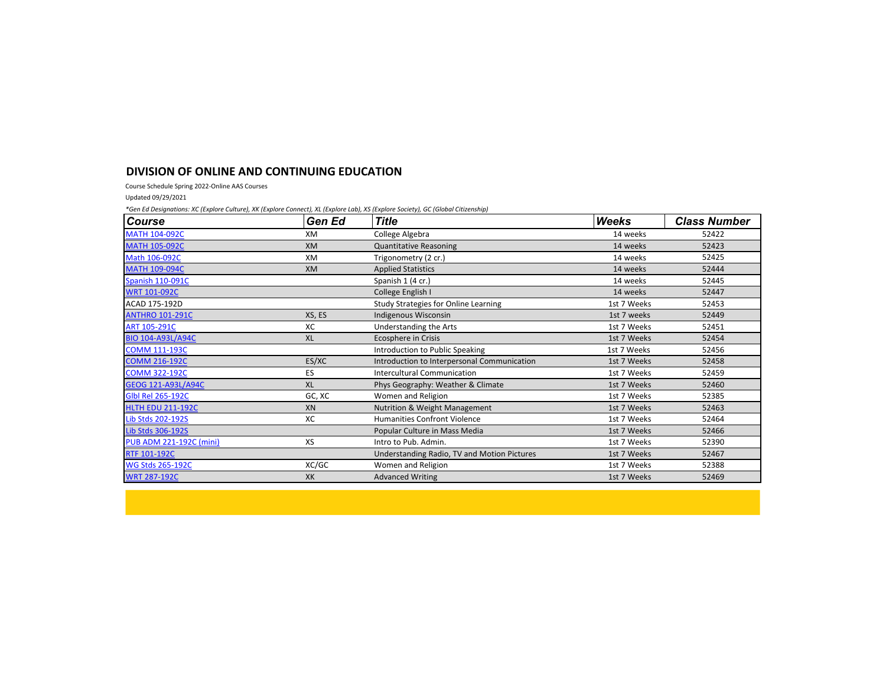# DIVISION OF ONLINE AND CONTINUING EDUCATION

Course Schedule Spring 2022-Online AAS Courses

Updated 09/29/2021

*\*Gen Ed Designations: XC (Explore Culture), XK (Explore Connect), XL (Explore Lab), XS (Explore Society), GC (Global Citizenship)*

| Course | Gen Ed | Title | Weeks | Class Number |
|---|---|---|---|---|
| MATH 104-092C | XM | College Algebra | 14 weeks | 52422 |
| MATH 105-092C | XM | Quantitative Reasoning | 14 weeks | 52423 |
| Math 106-092C | XM | Trigonometry (2 cr.) | 14 weeks | 52425 |
| MATH 109-094C | XM | Applied Statistics | 14 weeks | 52444 |
| Spanish 110-091C | | Spanish 1 (4 cr.) | 14 weeks | 52445 |
| WRT 101-092C | | College English I | 14 weeks | 52447 |
| ACAD 175-192D | | Study Strategies for Online Learning | 1st 7 Weeks | 52453 |
| ANTHRO 101-291C | XS, ES | Indigenous Wisconsin | 1st 7 weeks | 52449 |
| ART 105-291C | XC | Understanding the Arts | 1st 7 Weeks | 52451 |
| BIO 104-A93L/A94C | XL | Ecosphere in Crisis | 1st 7 Weeks | 52454 |
| COMM 111-193C | | Introduction to Public Speaking | 1st 7 Weeks | 52456 |
| COMM 216-192C | ES/XC | Introduction to Interpersonal Communication | 1st 7 Weeks | 52458 |
| COMM 322-192C | ES | Intercultural Communication | 1st 7 Weeks | 52459 |
| GEOG 121-A93L/A94C | XL | Phys Geography: Weather & Climate | 1st 7 Weeks | 52460 |
| Glbl Rel 265-192C | GC, XC | Women and Religion | 1st 7 Weeks | 52385 |
| HLTH EDU 211-192C | XN | Nutrition & Weight Management | 1st 7 Weeks | 52463 |
| Lib Stds 202-192S | XC | Humanities Confront Violence | 1st 7 Weeks | 52464 |
| Lib Stds 306-192S | | Popular Culture in Mass Media | 1st 7 Weeks | 52466 |
| PUB ADM 221-192C (mini) | XS | Intro to Pub. Admin. | 1st 7 Weeks | 52390 |
| RTF 101-192C | | Understanding Radio, TV and Motion Pictures | 1st 7 Weeks | 52467 |
| WG Stds 265-192C | XC/GC | Women and Religion | 1st 7 Weeks | 52388 |
| WRT 287-192C | XK | Advanced Writing | 1st 7 Weeks | 52469 |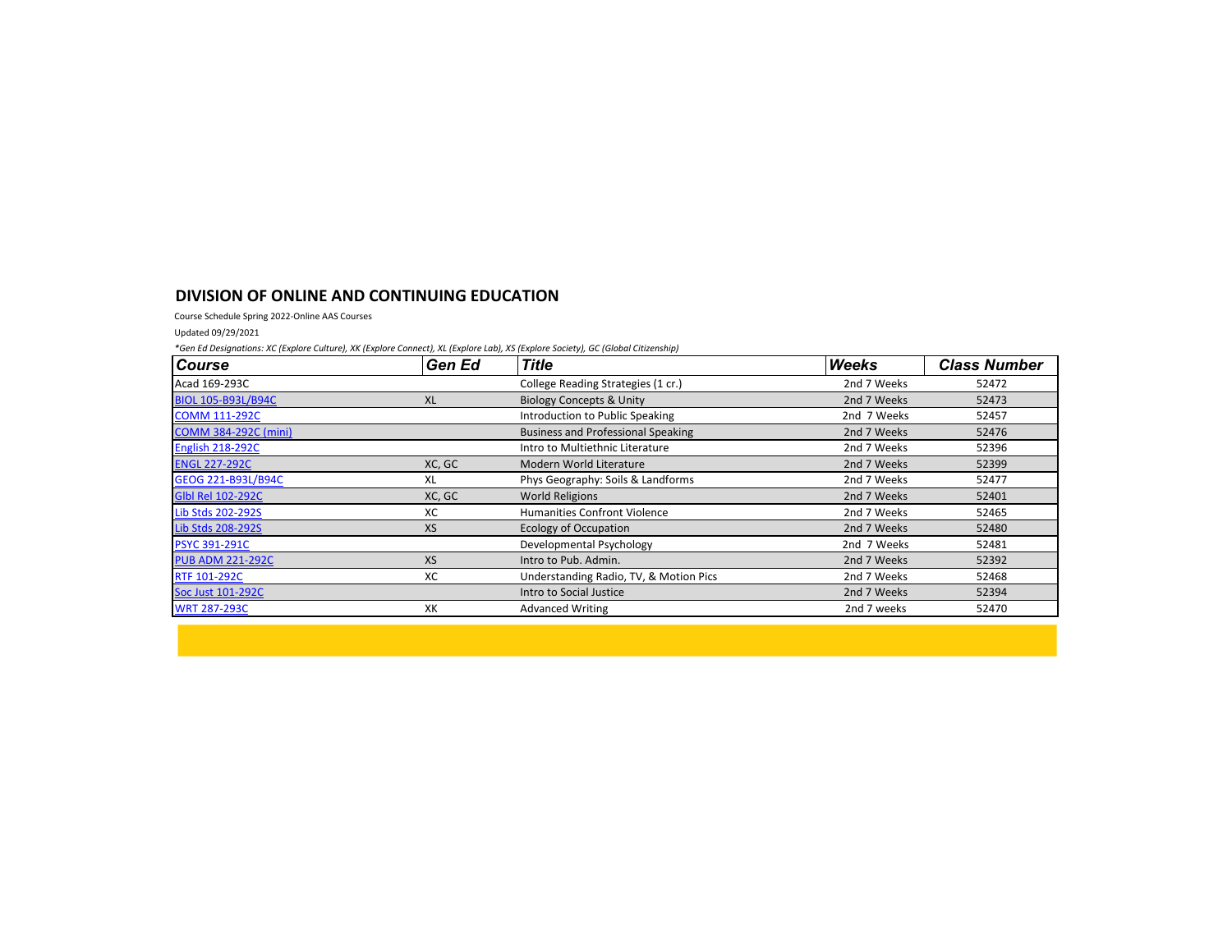## DIVISION OF ONLINE AND CONTINUING EDUCATION

Course Schedule Spring 2022-Online AAS Courses

Updated 09/29/2021

*\*Gen Ed Designations: XC (Explore Culture), XK (Explore Connect), XL (Explore Lab), XS (Explore Society), GC (Global Citizenship)*

| Course | Gen Ed | Title | Weeks | Class Number |
|---|---|---|---|---|
| Acad 169-293C | | College Reading Strategies (1 cr.) | 2nd 7 Weeks | 52472 |
| BIOL 105-B93L/B94C | XL | Biology Concepts & Unity | 2nd 7 Weeks | 52473 |
| COMM 111-292C | | Introduction to Public Speaking | 2nd 7 Weeks | 52457 |
| COMM 384-292C (mini) | | Business and Professional Speaking | 2nd 7 Weeks | 52476 |
| English 218-292C | | Intro to Multiethnic Literature | 2nd 7 Weeks | 52396 |
| ENGL 227-292C | XC, GC | Modern World Literature | 2nd 7 Weeks | 52399 |
| GEOG 221-B93L/B94C | XL | Phys Geography: Soils & Landforms | 2nd 7 Weeks | 52477 |
| Glbl Rel 102-292C | XC, GC | World Religions | 2nd 7 Weeks | 52401 |
| Lib Stds 202-292S | XC | Humanities Confront Violence | 2nd 7 Weeks | 52465 |
| Lib Stds 208-292S | XS | Ecology of Occupation | 2nd 7 Weeks | 52480 |
| PSYC 391-291C | | Developmental Psychology | 2nd 7 Weeks | 52481 |
| PUB ADM 221-292C | XS | Intro to Pub. Admin. | 2nd 7 Weeks | 52392 |
| RTF 101-292C | XC | Understanding Radio, TV, & Motion Pics | 2nd 7 Weeks | 52468 |
| Soc Just 101-292C | | Intro to Social Justice | 2nd 7 Weeks | 52394 |
| WRT 287-293C | XK | Advanced Writing | 2nd 7 weeks | 52470 |